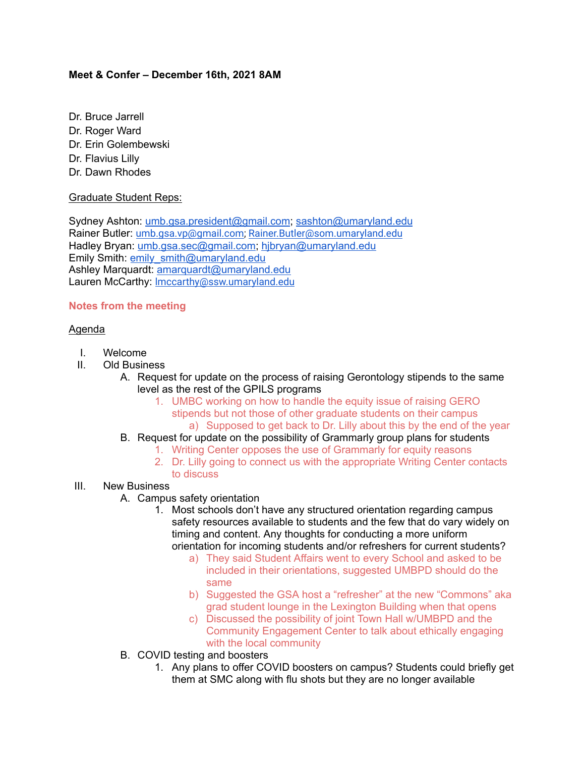**Meet & Confer – December 16th, 2021 8AM**

Dr. Bruce Jarrell
Dr. Roger Ward
Dr. Erin Golembewski
Dr. Flavius Lilly
Dr. Dawn Rhodes

Graduate Student Reps:

Sydney Ashton: umb.gsa.president@gmail.com; sashton@umaryland.edu
Rainer Butler: umb.gsa.vp@gmail.com; Rainer.Butler@som.umaryland.edu
Hadley Bryan: umb.gsa.sec@gmail.com; hjbryan@umaryland.edu
Emily Smith: emily_smith@umaryland.edu
Ashley Marquardt: amarquardt@umaryland.edu
Lauren McCarthy: lmccarthy@ssw.umaryland.edu

**Notes from the meeting**

Agenda

I. Welcome
II. Old Business
   A. Request for update on the process of raising Gerontology stipends to the same level as the rest of the GPILS programs
      1. UMBC working on how to handle the equity issue of raising GERO stipends but not those of other graduate students on their campus
         a) Supposed to get back to Dr. Lilly about this by the end of the year
   B. Request for update on the possibility of Grammarly group plans for students
      1. Writing Center opposes the use of Grammarly for equity reasons
      2. Dr. Lilly going to connect us with the appropriate Writing Center contacts to discuss
III. New Business
   A. Campus safety orientation
      1. Most schools don't have any structured orientation regarding campus safety resources available to students and the few that do vary widely on timing and content. Any thoughts for conducting a more uniform orientation for incoming students and/or refreshers for current students?
         a) They said Student Affairs went to every School and asked to be included in their orientations, suggested UMBPD should do the same
         b) Suggested the GSA host a "refresher" at the new "Commons" aka grad student lounge in the Lexington Building when that opens
         c) Discussed the possibility of joint Town Hall w/UMBPD and the Community Engagement Center to talk about ethically engaging with the local community
   B. COVID testing and boosters
      1. Any plans to offer COVID boosters on campus? Students could briefly get them at SMC along with flu shots but they are no longer available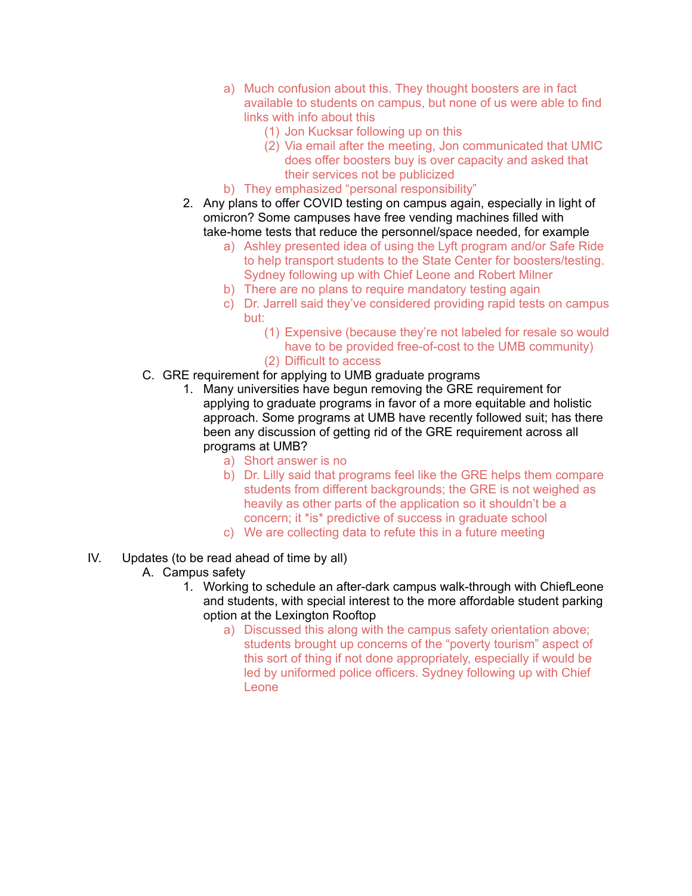- a) Much confusion about this. They thought boosters are in fact available to students on campus, but none of us were able to find links with info about this
  - (1) Jon Kucksar following up on this
  - (2) Via email after the meeting, Jon communicated that UMIC does offer boosters buy is over capacity and asked that their services not be publicized
- b) They emphasized "personal responsibility"

2. Any plans to offer COVID testing on campus again, especially in light of omicron? Some campuses have free vending machines filled with take-home tests that reduce the personnel/space needed, for example
   - a) Ashley presented idea of using the Lyft program and/or Safe Ride to help transport students to the State Center for boosters/testing. Sydney following up with Chief Leone and Robert Milner
   - b) There are no plans to require mandatory testing again
   - c) Dr. Jarrell said they've considered providing rapid tests on campus but:
     - (1) Expensive (because they're not labeled for resale so would have to be provided free-of-cost to the UMB community)
     - (2) Difficult to access

C. GRE requirement for applying to UMB graduate programs

1. Many universities have begun removing the GRE requirement for applying to graduate programs in favor of a more equitable and holistic approach. Some programs at UMB have recently followed suit; has there been any discussion of getting rid of the GRE requirement across all programs at UMB?
   - a) Short answer is no
   - b) Dr. Lilly said that programs feel like the GRE helps them compare students from different backgrounds; the GRE is not weighed as heavily as other parts of the application so it shouldn't be a concern; it *is* predictive of success in graduate school
   - c) We are collecting data to refute this in a future meeting

IV. Updates (to be read ahead of time by all)

A. Campus safety

1. Working to schedule an after-dark campus walk-through with ChiefLeone and students, with special interest to the more affordable student parking option at the Lexington Rooftop
   - a) Discussed this along with the campus safety orientation above; students brought up concerns of the "poverty tourism" aspect of this sort of thing if not done appropriately, especially if would be led by uniformed police officers. Sydney following up with Chief Leone